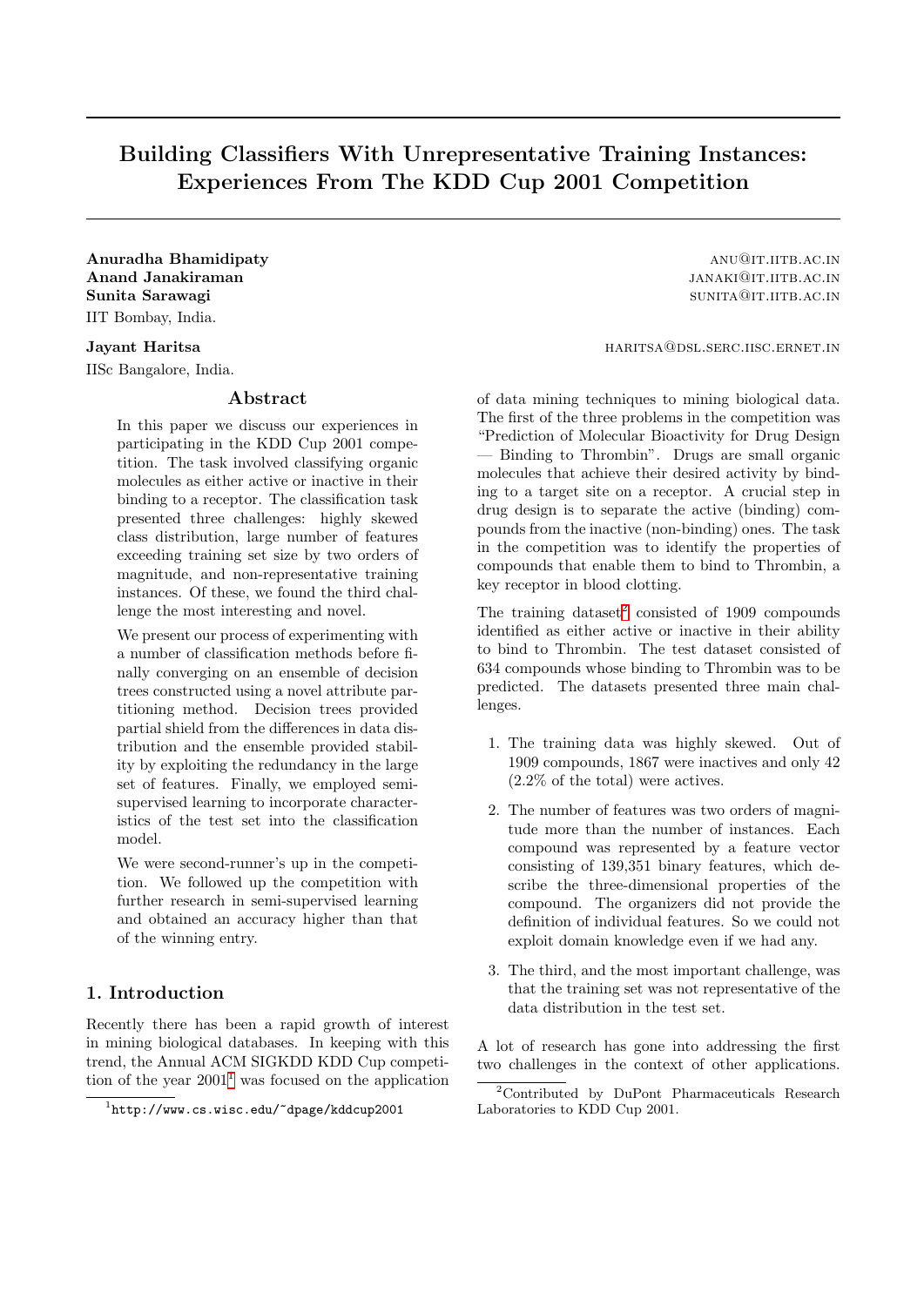# Building Classifiers With Unrepresentative Training Instances: Experiences From The KDD Cup 2001 Competition

**Anuradha Bhamidipaty** ANU@IT.IITB.AC.IN
**Anand Janakiraman** JANAKI@IT.IITB.AC.IN
**Sunita Sarawagi** SUNITA@IT.IITB.AC.IN
IIT Bombay, India.

**Jayant Haritsa** HARITSA@DSL.SERC.IISC.ERNET.IN
IISc Bangalore, India.

## Abstract

In this paper we discuss our experiences in participating in the KDD Cup 2001 competition. The task involved classifying organic molecules as either active or inactive in their binding to a receptor. The classification task presented three challenges: highly skewed class distribution, large number of features exceeding training set size by two orders of magnitude, and non-representative training instances. Of these, we found the third challenge the most interesting and novel.

We present our process of experimenting with a number of classification methods before finally converging on an ensemble of decision trees constructed using a novel attribute partitioning method. Decision trees provided partial shield from the differences in data distribution and the ensemble provided stability by exploiting the redundancy in the large set of features. Finally, we employed semi-supervised learning to incorporate characteristics of the test set into the classification model.

We were second-runner's up in the competition. We followed up the competition with further research in semi-supervised learning and obtained an accuracy higher than that of the winning entry.

## 1. Introduction

Recently there has been a rapid growth of interest in mining biological databases. In keeping with this trend, the Annual ACM SIGKDD KDD Cup competition of the year 2001[1] was focused on the application of data mining techniques to mining biological data. The first of the three problems in the competition was "Prediction of Molecular Bioactivity for Drug Design — Binding to Thrombin". Drugs are small organic molecules that achieve their desired activity by binding to a target site on a receptor. A crucial step in drug design is to separate the active (binding) compounds from the inactive (non-binding) ones. The task in the competition was to identify the properties of compounds that enable them to bind to Thrombin, a key receptor in blood clotting.

The training dataset[2] consisted of 1909 compounds identified as either active or inactive in their ability to bind to Thrombin. The test dataset consisted of 634 compounds whose binding to Thrombin was to be predicted. The datasets presented three main challenges.

1. The training data was highly skewed. Out of 1909 compounds, 1867 were inactives and only 42 (2.2% of the total) were actives.
2. The number of features was two orders of magnitude more than the number of instances. Each compound was represented by a feature vector consisting of 139,351 binary features, which describe the three-dimensional properties of the compound. The organizers did not provide the definition of individual features. So we could not exploit domain knowledge even if we had any.
3. The third, and the most important challenge, was that the training set was not representative of the data distribution in the test set.

A lot of research has gone into addressing the first two challenges in the context of other applications.

[1] http://www.cs.wisc.edu/~dpage/kddcup2001

[2] Contributed by DuPont Pharmaceuticals Research Laboratories to KDD Cup 2001.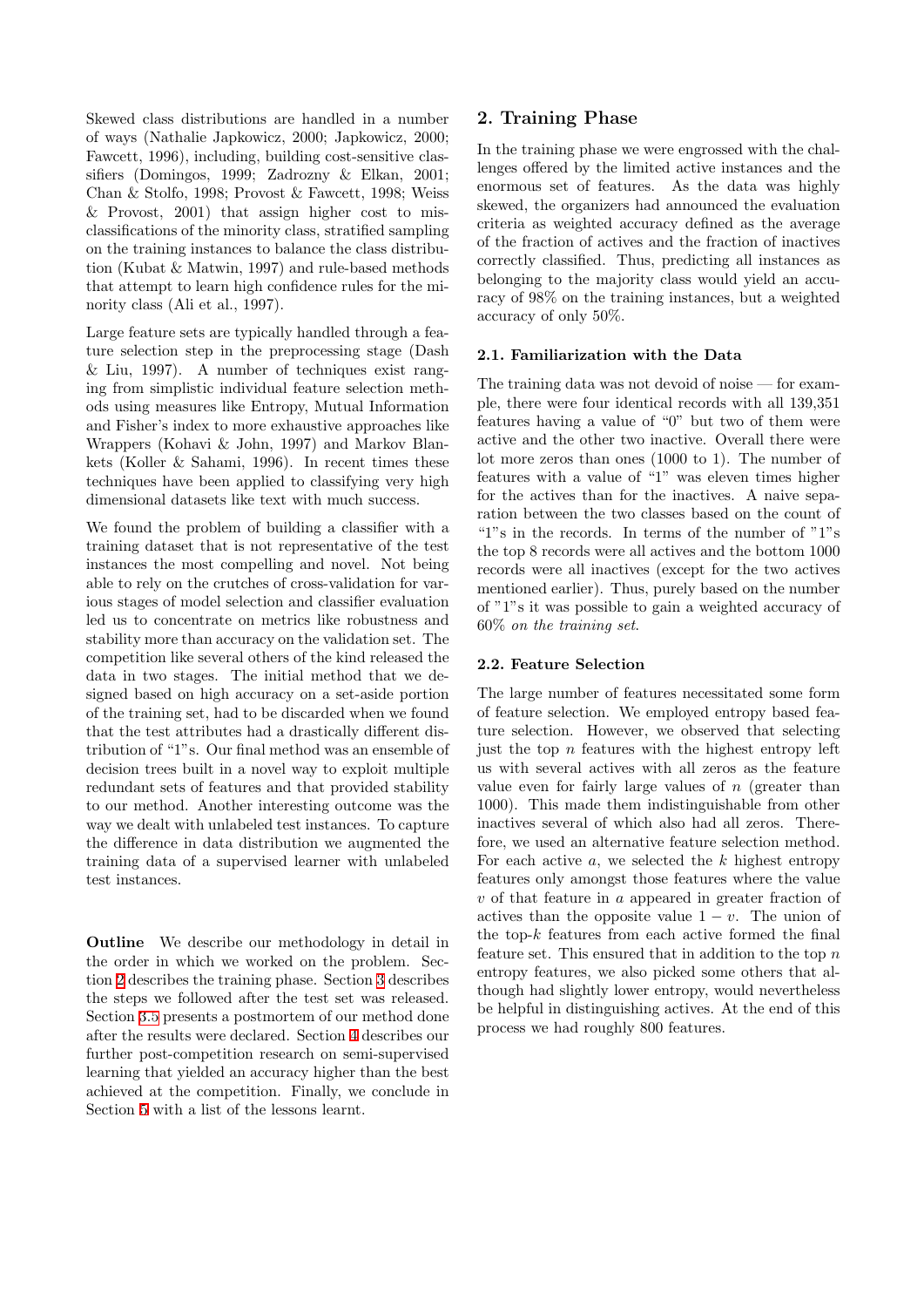Skewed class distributions are handled in a number of ways (Nathalie Japkowicz, 2000; Japkowicz, 2000; Fawcett, 1996), including, building cost-sensitive classifiers (Domingos, 1999; Zadrozny & Elkan, 2001; Chan & Stolfo, 1998; Provost & Fawcett, 1998; Weiss & Provost, 2001) that assign higher cost to misclassifications of the minority class, stratified sampling on the training instances to balance the class distribution (Kubat & Matwin, 1997) and rule-based methods that attempt to learn high confidence rules for the minority class (Ali et al., 1997).

Large feature sets are typically handled through a feature selection step in the preprocessing stage (Dash & Liu, 1997). A number of techniques exist ranging from simplistic individual feature selection methods using measures like Entropy, Mutual Information and Fisher's index to more exhaustive approaches like Wrappers (Kohavi & John, 1997) and Markov Blankets (Koller & Sahami, 1996). In recent times these techniques have been applied to classifying very high dimensional datasets like text with much success.

We found the problem of building a classifier with a training dataset that is not representative of the test instances the most compelling and novel. Not being able to rely on the crutches of cross-validation for various stages of model selection and classifier evaluation led us to concentrate on metrics like robustness and stability more than accuracy on the validation set. The competition like several others of the kind released the data in two stages. The initial method that we designed based on high accuracy on a set-aside portion of the training set, had to be discarded when we found that the test attributes had a drastically different distribution of "1"s. Our final method was an ensemble of decision trees built in a novel way to exploit multiple redundant sets of features and that provided stability to our method. Another interesting outcome was the way we dealt with unlabeled test instances. To capture the difference in data distribution we augmented the training data of a supervised learner with unlabeled test instances.

**Outline** We describe our methodology in detail in the order in which we worked on the problem. Section 2 describes the training phase. Section 3 describes the steps we followed after the test set was released. Section 3.5 presents a postmortem of our method done after the results were declared. Section 4 describes our further post-competition research on semi-supervised learning that yielded an accuracy higher than the best achieved at the competition. Finally, we conclude in Section 5 with a list of the lessons learnt.

## 2. Training Phase

In the training phase we were engrossed with the challenges offered by the limited active instances and the enormous set of features. As the data was highly skewed, the organizers had announced the evaluation criteria as weighted accuracy defined as the average of the fraction of actives and the fraction of inactives correctly classified. Thus, predicting all instances as belonging to the majority class would yield an accuracy of 98% on the training instances, but a weighted accuracy of only 50%.

### 2.1. Familiarization with the Data

The training data was not devoid of noise — for example, there were four identical records with all 139,351 features having a value of "0" but two of them were active and the other two inactive. Overall there were lot more zeros than ones (1000 to 1). The number of features with a value of "1" was eleven times higher for the actives than for the inactives. A naive separation between the two classes based on the count of "1"s in the records. In terms of the number of "1"s the top 8 records were all actives and the bottom 1000 records were all inactives (except for the two actives mentioned earlier). Thus, purely based on the number of "1"s it was possible to gain a weighted accuracy of 60% *on the training set*.

### 2.2. Feature Selection

The large number of features necessitated some form of feature selection. We employed entropy based feature selection. However, we observed that selecting just the top $n$ features with the highest entropy left us with several actives with all zeros as the feature value even for fairly large values of $n$ (greater than 1000). This made them indistinguishable from other inactives several of which also had all zeros. Therefore, we used an alternative feature selection method. For each active $a$, we selected the $k$ highest entropy features only amongst those features where the value $v$ of that feature in $a$ appeared in greater fraction of actives than the opposite value $1 - v$. The union of the top-$k$ features from each active formed the final feature set. This ensured that in addition to the top $n$ entropy features, we also picked some others that although had slightly lower entropy, would nevertheless be helpful in distinguishing actives. At the end of this process we had roughly 800 features.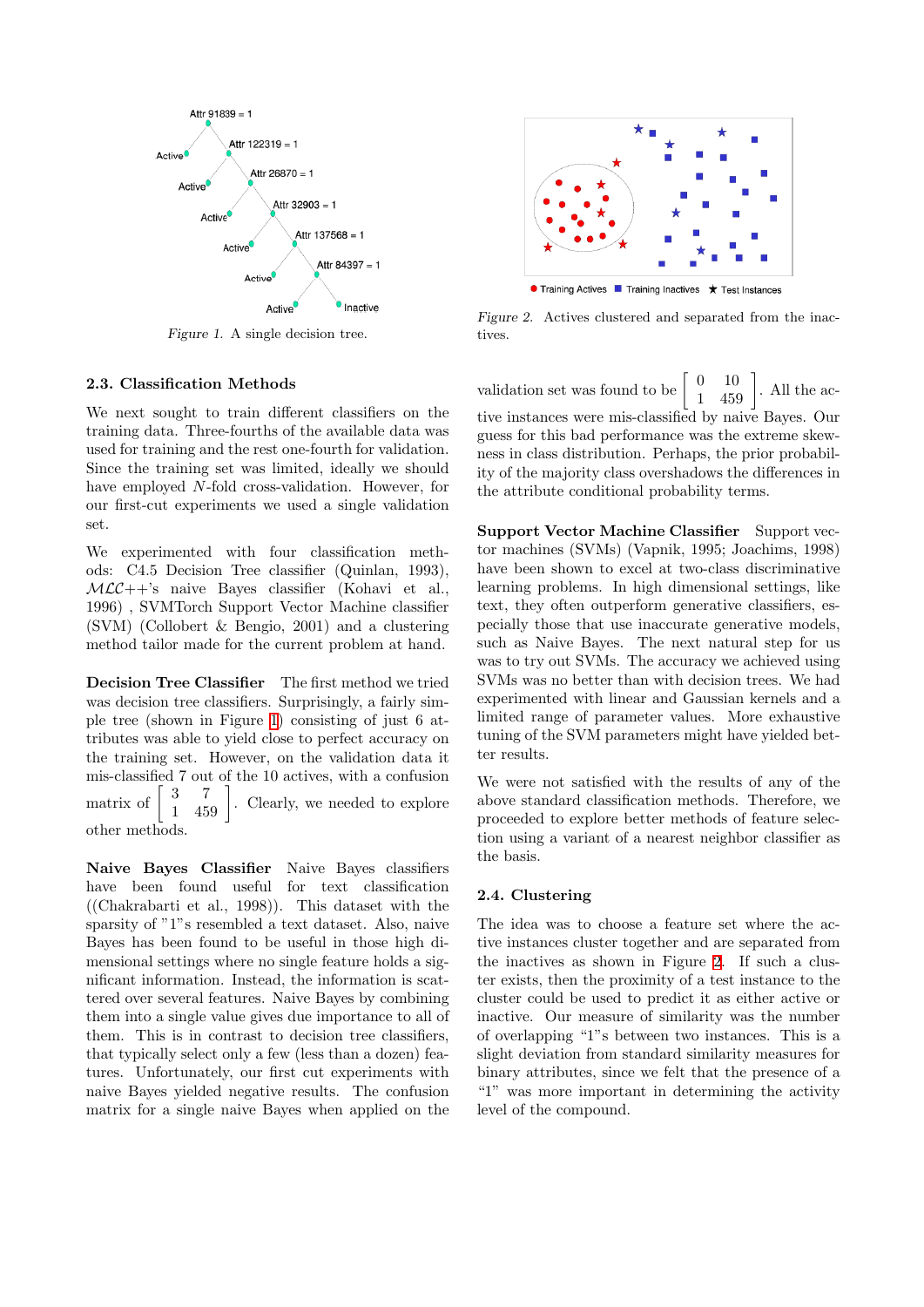Figure 1. A single decision tree.

Figure 2. Actives clustered and separated from the inactives.

### 2.3. Classification Methods

We next sought to train different classifiers on the training data. Three-fourths of the available data was used for training and the rest one-fourth for validation. Since the training set was limited, ideally we should have employed $N$-fold cross-validation. However, for our first-cut experiments we used a single validation set.

We experimented with four classification methods: C4.5 Decision Tree classifier (Quinlan, 1993), $\mathcal{MLC}$++'s naive Bayes classifier (Kohavi et al., 1996) , SVMTorch Support Vector Machine classifier (SVM) (Collobert & Bengio, 2001) and a clustering method tailor made for the current problem at hand.

**Decision Tree Classifier** The first method we tried was decision tree classifiers. Surprisingly, a fairly simple tree (shown in Figure 1) consisting of just 6 attributes was able to yield close to perfect accuracy on the training set. However, on the validation data it mis-classified 7 out of the 10 actives, with a confusion matrix of $\begin{bmatrix} 3 & 7 \\ 1 & 459 \end{bmatrix}$. Clearly, we needed to explore other methods.

**Naive Bayes Classifier** Naive Bayes classifiers have been found useful for text classification ((Chakrabarti et al., 1998)). This dataset with the sparsity of "1"s resembled a text dataset. Also, naive Bayes has been found to be useful in those high dimensional settings where no single feature holds a significant information. Instead, the information is scattered over several features. Naive Bayes by combining them into a single value gives due importance to all of them. This is in contrast to decision tree classifiers, that typically select only a few (less than a dozen) features. Unfortunately, our first cut experiments with naive Bayes yielded negative results. The confusion matrix for a single naive Bayes when applied on the validation set was found to be $\begin{bmatrix} 0 & 10 \\ 1 & 459 \end{bmatrix}$. All the active instances were mis-classified by naive Bayes. Our guess for this bad performance was the extreme skewness in class distribution. Perhaps, the prior probability of the majority class overshadows the differences in the attribute conditional probability terms.

**Support Vector Machine Classifier** Support vector machines (SVMs) (Vapnik, 1995; Joachims, 1998) have been shown to excel at two-class discriminative learning problems. In high dimensional settings, like text, they often outperform generative classifiers, especially those that use inaccurate generative models, such as Naive Bayes. The next natural step for us was to try out SVMs. The accuracy we achieved using SVMs was no better than with decision trees. We had experimented with linear and Gaussian kernels and a limited range of parameter values. More exhaustive tuning of the SVM parameters might have yielded better results.

We were not satisfied with the results of any of the above standard classification methods. Therefore, we proceeded to explore better methods of feature selection using a variant of a nearest neighbor classifier as the basis.

### 2.4. Clustering

The idea was to choose a feature set where the active instances cluster together and are separated from the inactives as shown in Figure 2. If such a cluster exists, then the proximity of a test instance to the cluster could be used to predict it as either active or inactive. Our measure of similarity was the number of overlapping "1"s between two instances. This is a slight deviation from standard similarity measures for binary attributes, since we felt that the presence of a "1" was more important in determining the activity level of the compound.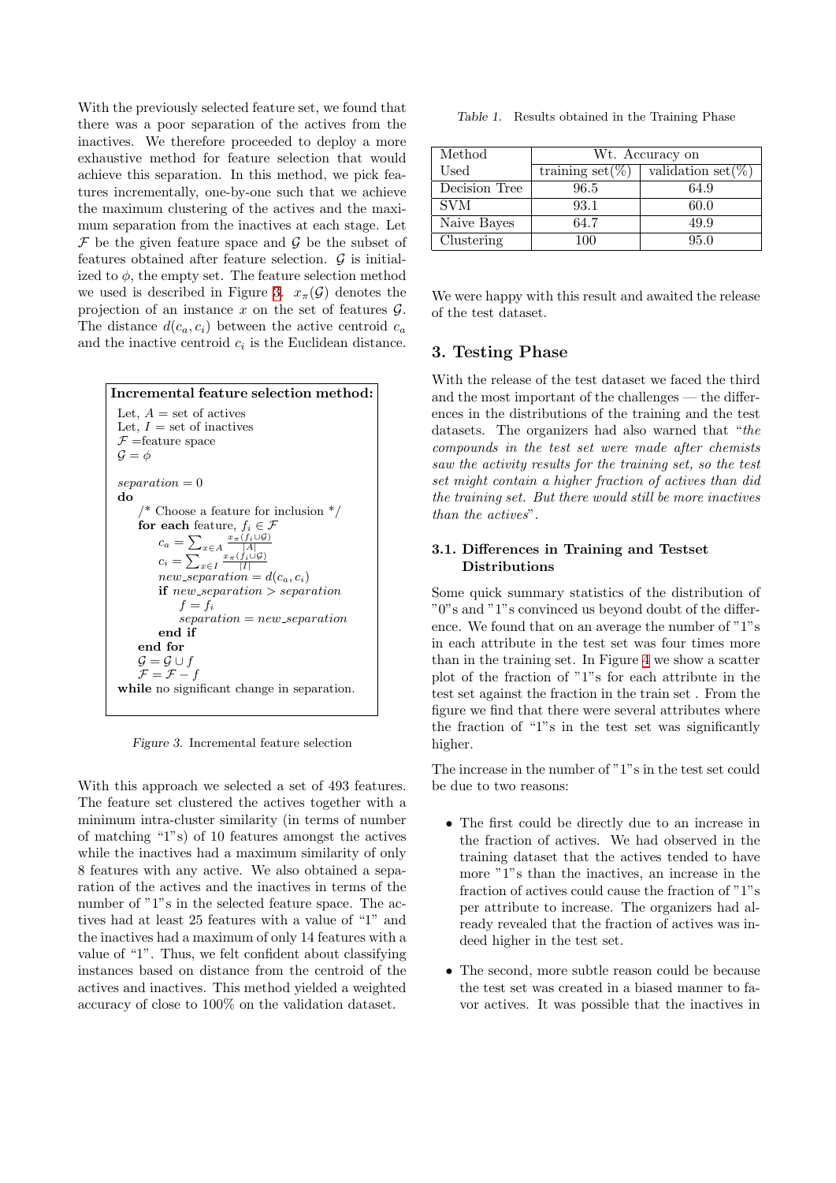With the previously selected feature set, we found that there was a poor separation of the actives from the inactives. We therefore proceeded to deploy a more exhaustive method for feature selection that would achieve this separation. In this method, we pick features incrementally, one-by-one such that we achieve the maximum clustering of the actives and the maximum separation from the inactives at each stage. Let $\mathcal{F}$ be the given feature space and $\mathcal{G}$ be the subset of features obtained after feature selection. $\mathcal{G}$ is initialized to $\phi$, the empty set. The feature selection method we used is described in Figure 3. $x_\pi(\mathcal{G})$ denotes the projection of an instance $x$ on the set of features $\mathcal{G}$. The distance $d(c_a, c_i)$ between the active centroid $c_a$ and the inactive centroid $c_i$ is the Euclidean distance.

**Incremental feature selection method:**

Let, $A$ = set of actives
Let, $I$ = set of inactives
$\mathcal{F}$ =feature space
$\mathcal{G} = \phi$

$separation = 0$
**do**
  /* Choose a feature for inclusion */
  **for each** feature, $f_i \in \mathcal{F}$
    $c_a = \sum_{x \in A} \frac{x_\pi(f_i \cup \mathcal{G})}{|A|}$
    $c_i = \sum_{x \in I} \frac{x_\pi(f_i \cup \mathcal{G})}{|I|}$
    $new\_separation = d(c_a, c_i)$
    **if** $new\_separation > separation$
      $f = f_i$
      $separation = new\_separation$
    **end if**
  **end for**
  $\mathcal{G} = \mathcal{G} \cup f$
  $\mathcal{F} = \mathcal{F} - f$
**while** no significant change in separation.

*Figure 3.* Incremental feature selection

With this approach we selected a set of 493 features. The feature set clustered the actives together with a minimum intra-cluster similarity (in terms of number of matching "1"s) of 10 features amongst the actives while the inactives had a maximum similarity of only 8 features with any active. We also obtained a separation of the actives and the inactives in terms of the number of "1"s in the selected feature space. The actives had at least 25 features with a value of "1" and the inactives had a maximum of only 14 features with a value of "1". Thus, we felt confident about classifying instances based on distance from the centroid of the actives and inactives. This method yielded a weighted accuracy of close to 100% on the validation dataset.

*Table 1.* Results obtained in the Training Phase

| Method Used | Wt. Accuracy on training set(%) | Wt. Accuracy on validation set(%) |
|---|---|---|
| Decision Tree | 96.5 | 64.9 |
| SVM | 93.1 | 60.0 |
| Naive Bayes | 64.7 | 49.9 |
| Clustering | 100 | 95.0 |

We were happy with this result and awaited the release of the test dataset.

## 3. Testing Phase

With the release of the test dataset we faced the third and the most important of the challenges — the differences in the distributions of the training and the test datasets. The organizers had also warned that "*the compounds in the test set were made after chemists saw the activity results for the training set, so the test set might contain a higher fraction of actives than did the training set. But there would still be more inactives than the actives*".

### 3.1. Differences in Training and Testset Distributions

Some quick summary statistics of the distribution of "0"s and "1"s convinced us beyond doubt of the difference. We found that on an average the number of "1"s in each attribute in the test set was four times more than in the training set. In Figure 4 we show a scatter plot of the fraction of "1"s for each attribute in the test set against the fraction in the train set . From the figure we find that there were several attributes where the fraction of "1"s in the test set was significantly higher.

The increase in the number of "1"s in the test set could be due to two reasons:

- The first could be directly due to an increase in the fraction of actives. We had observed in the training dataset that the actives tended to have more "1"s than the inactives, an increase in the fraction of actives could cause the fraction of "1"s per attribute to increase. The organizers had already revealed that the fraction of actives was indeed higher in the test set.
- The second, more subtle reason could be because the test set was created in a biased manner to favor actives. It was possible that the inactives in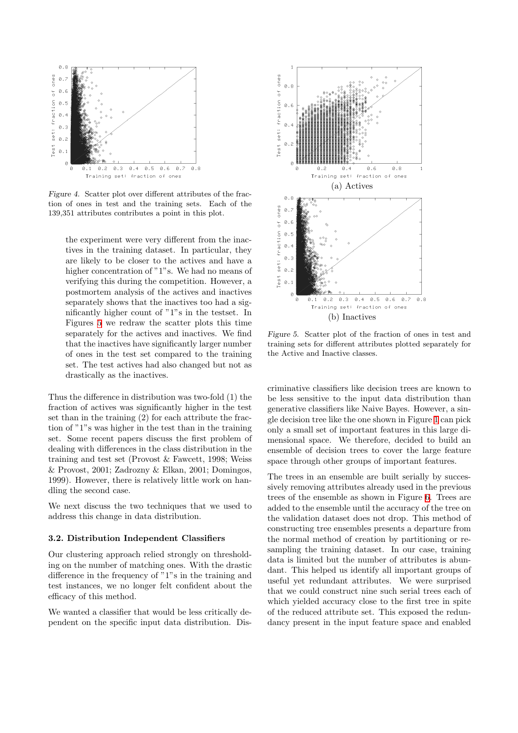*Figure 4.* Scatter plot over different attributes of the fraction of ones in test and the training sets. Each of the 139,351 attributes contributes a point in this plot.

> the experiment were very different from the inactives in the training dataset. In particular, they are likely to be closer to the actives and have a higher concentration of "1"s. We had no means of verifying this during the competition. However, a postmortem analysis of the actives and inactives separately shows that the inactives too had a significantly higher count of "1"s in the testset. In Figures 5 we redraw the scatter plots this time separately for the actives and inactives. We find that the inactives have significantly larger number of ones in the test set compared to the training set. The test actives had also changed but not as drastically as the inactives.

Thus the difference in distribution was two-fold (1) the fraction of actives was significantly higher in the test set than in the training (2) for each attribute the fraction of "1"s was higher in the test than in the training set. Some recent papers discuss the first problem of dealing with differences in the class distribution in the training and test set (Provost & Fawcett, 1998; Weiss & Provost, 2001; Zadrozny & Elkan, 2001; Domingos, 1999). However, there is relatively little work on handling the second case.

We next discuss the two techniques that we used to address this change in data distribution.

### 3.2. Distribution Independent Classifiers

Our clustering approach relied strongly on thresholding on the number of matching ones. With the drastic difference in the frequency of "1"s in the training and test instances, we no longer felt confident about the efficacy of this method.

We wanted a classifier that would be less critically dependent on the specific input data distribution. Discriminative classifiers like decision trees are known to be less sensitive to the input data distribution than generative classifiers like Naive Bayes. However, a single decision tree like the one shown in Figure 1 can pick only a small set of important features in this large dimensional space. We therefore, decided to build an ensemble of decision trees to cover the large feature space through other groups of important features.

(a) Actives

(b) Inactives

*Figure 5.* Scatter plot of the fraction of ones in test and training sets for different attributes plotted separately for the Active and Inactive classes.

The trees in an ensemble are built serially by successively removing attributes already used in the previous trees of the ensemble as shown in Figure 6. Trees are added to the ensemble until the accuracy of the tree on the validation dataset does not drop. This method of constructing tree ensembles presents a departure from the normal method of creation by partitioning or resampling the training dataset. In our case, training data is limited but the number of attributes is abundant. This helped us identify all important groups of useful yet redundant attributes. We were surprised that we could construct nine such serial trees each of which yielded accuracy close to the first tree in spite of the reduced attribute set. This exposed the redundancy present in the input feature space and enabled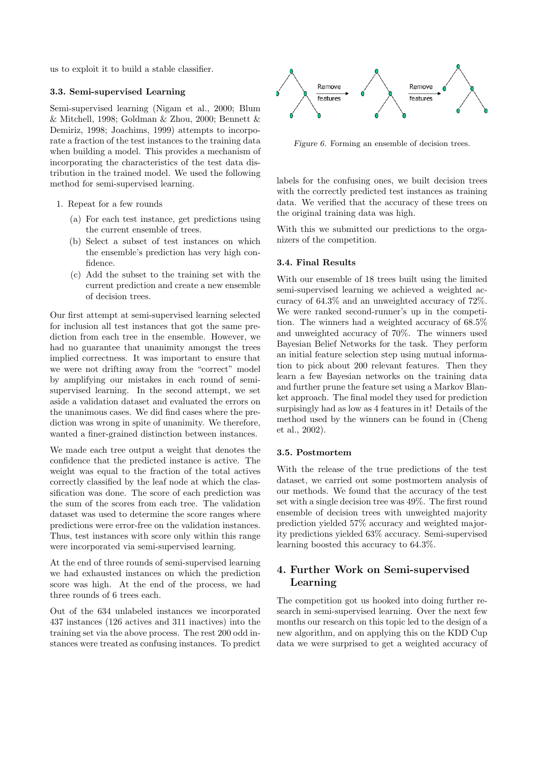us to exploit it to build a stable classifier.

### 3.3. Semi-supervised Learning

Semi-supervised learning (Nigam et al., 2000; Blum & Mitchell, 1998; Goldman & Zhou, 2000; Bennett & Demiriz, 1998; Joachims, 1999) attempts to incorporate a fraction of the test instances to the training data when building a model. This provides a mechanism of incorporating the characteristics of the test data distribution in the trained model. We used the following method for semi-supervised learning.

1. Repeat for a few rounds
   (a) For each test instance, get predictions using the current ensemble of trees.
   (b) Select a subset of test instances on which the ensemble's prediction has very high confidence.
   (c) Add the subset to the training set with the current prediction and create a new ensemble of decision trees.

Our first attempt at semi-supervised learning selected for inclusion all test instances that got the same prediction from each tree in the ensemble. However, we had no guarantee that unanimity amongst the trees implied correctness. It was important to ensure that we were not drifting away from the "correct" model by amplifying our mistakes in each round of semi-supervised learning. In the second attempt, we set aside a validation dataset and evaluated the errors on the unanimous cases. We did find cases where the prediction was wrong in spite of unanimity. We therefore, wanted a finer-grained distinction between instances.

We made each tree output a weight that denotes the confidence that the predicted instance is active. The weight was equal to the fraction of the total actives correctly classified by the leaf node at which the classification was done. The score of each prediction was the sum of the scores from each tree. The validation dataset was used to determine the score ranges where predictions were error-free on the validation instances. Thus, test instances with score only within this range were incorporated via semi-supervised learning.

At the end of three rounds of semi-supervised learning we had exhausted instances on which the prediction score was high. At the end of the process, we had three rounds of 6 trees each.

Out of the 634 unlabeled instances we incorporated 437 instances (126 actives and 311 inactives) into the training set via the above process. The rest 200 odd instances were treated as confusing instances. To predict labels for the confusing ones, we built decision trees with the correctly predicted test instances as training data. We verified that the accuracy of these trees on the original training data was high.

*Figure 6.* Forming an ensemble of decision trees.

With this we submitted our predictions to the organizers of the competition.

### 3.4. Final Results

With our ensemble of 18 trees built using the limited semi-supervised learning we achieved a weighted accuracy of 64.3% and an unweighted accuracy of 72%. We were ranked second-runner's up in the competition. The winners had a weighted accuracy of 68.5% and unweighted accuracy of 70%. The winners used Bayesian Belief Networks for the task. They perform an initial feature selection step using mutual information to pick about 200 relevant features. Then they learn a few Bayesian networks on the training data and further prune the feature set using a Markov Blanket approach. The final model they used for prediction surpisingly had as low as 4 features in it! Details of the method used by the winners can be found in (Cheng et al., 2002).

### 3.5. Postmortem

With the release of the true predictions of the test dataset, we carried out some postmortem analysis of our methods. We found that the accuracy of the test set with a single decision tree was 49%. The first round ensemble of decision trees with unweighted majority prediction yielded 57% accuracy and weighted majority predictions yielded 63% accuracy. Semi-supervised learning boosted this accuracy to 64.3%.

## 4. Further Work on Semi-supervised Learning

The competition got us hooked into doing further research in semi-supervised learning. Over the next few months our research on this topic led to the design of a new algorithm, and on applying this on the KDD Cup data we were surprised to get a weighted accuracy of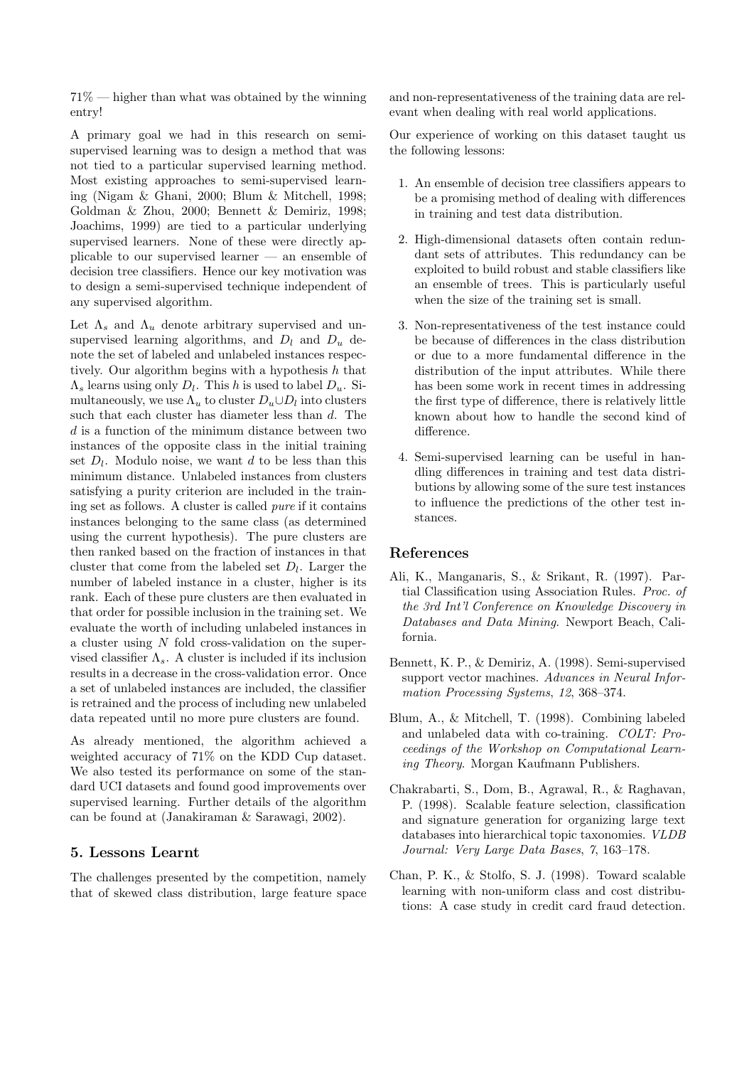71% — higher than what was obtained by the winning entry!

A primary goal we had in this research on semi-supervised learning was to design a method that was not tied to a particular supervised learning method. Most existing approaches to semi-supervised learning (Nigam & Ghani, 2000; Blum & Mitchell, 1998; Goldman & Zhou, 2000; Bennett & Demiriz, 1998; Joachims, 1999) are tied to a particular underlying supervised learners. None of these were directly applicable to our supervised learner — an ensemble of decision tree classifiers. Hence our key motivation was to design a semi-supervised technique independent of any supervised algorithm.

Let $\Lambda_s$ and $\Lambda_u$ denote arbitrary supervised and unsupervised learning algorithms, and $D_l$ and $D_u$ denote the set of labeled and unlabeled instances respectively. Our algorithm begins with a hypothesis $h$ that $\Lambda_s$ learns using only $D_l$. This $h$ is used to label $D_u$. Simultaneously, we use $\Lambda_u$ to cluster $D_u \cup D_l$ into clusters such that each cluster has diameter less than $d$. The $d$ is a function of the minimum distance between two instances of the opposite class in the initial training set $D_l$. Modulo noise, we want $d$ to be less than this minimum distance. Unlabeled instances from clusters satisfying a purity criterion are included in the training set as follows. A cluster is called *pure* if it contains instances belonging to the same class (as determined using the current hypothesis). The pure clusters are then ranked based on the fraction of instances in that cluster that come from the labeled set $D_l$. Larger the number of labeled instance in a cluster, higher is its rank. Each of these pure clusters are then evaluated in that order for possible inclusion in the training set. We evaluate the worth of including unlabeled instances in a cluster using $N$ fold cross-validation on the supervised classifier $\Lambda_s$. A cluster is included if its inclusion results in a decrease in the cross-validation error. Once a set of unlabeled instances are included, the classifier is retrained and the process of including new unlabeled data repeated until no more pure clusters are found.

As already mentioned, the algorithm achieved a weighted accuracy of 71% on the KDD Cup dataset. We also tested its performance on some of the standard UCI datasets and found good improvements over supervised learning. Further details of the algorithm can be found at (Janakiraman & Sarawagi, 2002).

## 5. Lessons Learnt

The challenges presented by the competition, namely that of skewed class distribution, large feature space and non-representativeness of the training data are relevant when dealing with real world applications.

Our experience of working on this dataset taught us the following lessons:

1. An ensemble of decision tree classifiers appears to be a promising method of dealing with differences in training and test data distribution.
2. High-dimensional datasets often contain redundant sets of attributes. This redundancy can be exploited to build robust and stable classifiers like an ensemble of trees. This is particularly useful when the size of the training set is small.
3. Non-representativeness of the test instance could be because of differences in the class distribution or due to a more fundamental difference in the distribution of the input attributes. While there has been some work in recent times in addressing the first type of difference, there is relatively little known about how to handle the second kind of difference.
4. Semi-supervised learning can be useful in handling differences in training and test data distributions by allowing some of the sure test instances to influence the predictions of the other test instances.

## References

Ali, K., Manganaris, S., & Srikant, R. (1997). Partial Classification using Association Rules. *Proc. of the 3rd Int'l Conference on Knowledge Discovery in Databases and Data Mining*. Newport Beach, California.

Bennett, K. P., & Demiriz, A. (1998). Semi-supervised support vector machines. *Advances in Neural Information Processing Systems*, *12*, 368–374.

Blum, A., & Mitchell, T. (1998). Combining labeled and unlabeled data with co-training. *COLT: Proceedings of the Workshop on Computational Learning Theory*. Morgan Kaufmann Publishers.

Chakrabarti, S., Dom, B., Agrawal, R., & Raghavan, P. (1998). Scalable feature selection, classification and signature generation for organizing large text databases into hierarchical topic taxonomies. *VLDB Journal: Very Large Data Bases*, *7*, 163–178.

Chan, P. K., & Stolfo, S. J. (1998). Toward scalable learning with non-uniform class and cost distributions: A case study in credit card fraud detection.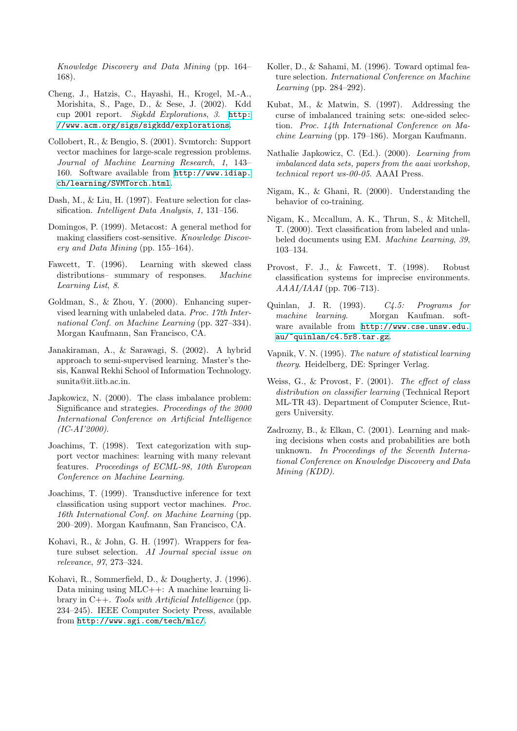*Knowledge Discovery and Data Mining* (pp. 164–168).

Cheng, J., Hatzis, C., Hayashi, H., Krogel, M.-A., Morishita, S., Page, D., & Sese, J. (2002). Kdd cup 2001 report. *Sigkdd Explorations*, *3*. http://www.acm.org/sigs/sigkdd/explorations.

Collobert, R., & Bengio, S. (2001). Svmtorch: Support vector machines for large-scale regression problems. *Journal of Machine Learning Research*, *1*, 143–160. Software available from http://www.idiap.ch/learning/SVMTorch.html.

Dash, M., & Liu, H. (1997). Feature selection for classification. *Intelligent Data Analysis*, *1*, 131–156.

Domingos, P. (1999). Metacost: A general method for making classifiers cost-sensitive. *Knowledge Discovery and Data Mining* (pp. 155–164).

Fawcett, T. (1996). Learning with skewed class distributions– summary of responses. *Machine Learning List*, *8*.

Goldman, S., & Zhou, Y. (2000). Enhancing supervised learning with unlabeled data. *Proc. 17th International Conf. on Machine Learning* (pp. 327–334). Morgan Kaufmann, San Francisco, CA.

Janakiraman, A., & Sarawagi, S. (2002). A hybrid approach to semi-supervised learning. Master's thesis, Kanwal Rekhi School of Information Technology. sunita@it.iitb.ac.in.

Japkowicz, N. (2000). The class imbalance problem: Significance and strategies. *Proceedings of the 2000 International Conference on Artificial Intelligence (IC-AI'2000)*.

Joachims, T. (1998). Text categorization with support vector machines: learning with many relevant features. *Proceedings of ECML-98, 10th European Conference on Machine Learning*.

Joachims, T. (1999). Transductive inference for text classification using support vector machines. *Proc. 16th International Conf. on Machine Learning* (pp. 200–209). Morgan Kaufmann, San Francisco, CA.

Kohavi, R., & John, G. H. (1997). Wrappers for feature subset selection. *AI Journal special issue on relevance*, *97*, 273–324.

Kohavi, R., Sommerfield, D., & Dougherty, J. (1996). Data mining using MLC++: A machine learning library in C++. *Tools with Artificial Intelligence* (pp. 234–245). IEEE Computer Society Press, available from http://www.sgi.com/tech/mlc/.

Koller, D., & Sahami, M. (1996). Toward optimal feature selection. *International Conference on Machine Learning* (pp. 284–292).

Kubat, M., & Matwin, S. (1997). Addressing the curse of imbalanced training sets: one-sided selection. *Proc. 14th International Conference on Machine Learning* (pp. 179–186). Morgan Kaufmann.

Nathalie Japkowicz, C. (Ed.). (2000). *Learning from imbalanced data sets, papers from the aaai workshop, technical report ws-00-05*. AAAI Press.

Nigam, K., & Ghani, R. (2000). Understanding the behavior of co-training.

Nigam, K., Mccallum, A. K., Thrun, S., & Mitchell, T. (2000). Text classification from labeled and unlabeled documents using EM. *Machine Learning*, *39*, 103–134.

Provost, F. J., & Fawcett, T. (1998). Robust classification systems for imprecise environments. *AAAI/IAAI* (pp. 706–713).

Quinlan, J. R. (1993). *C4.5: Programs for machine learning*. Morgan Kaufman. software available from http://www.cse.unsw.edu.au/~quinlan/c4.5r8.tar.gz.

Vapnik, V. N. (1995). *The nature of statistical learning theory*. Heidelberg, DE: Springer Verlag.

Weiss, G., & Provost, F. (2001). *The effect of class distribution on classifier learning* (Technical Report ML-TR 43). Department of Computer Science, Rutgers University.

Zadrozny, B., & Elkan, C. (2001). Learning and making decisions when costs and probabilities are both unknown. *In Proceedings of the Seventh International Conference on Knowledge Discovery and Data Mining (KDD)*.